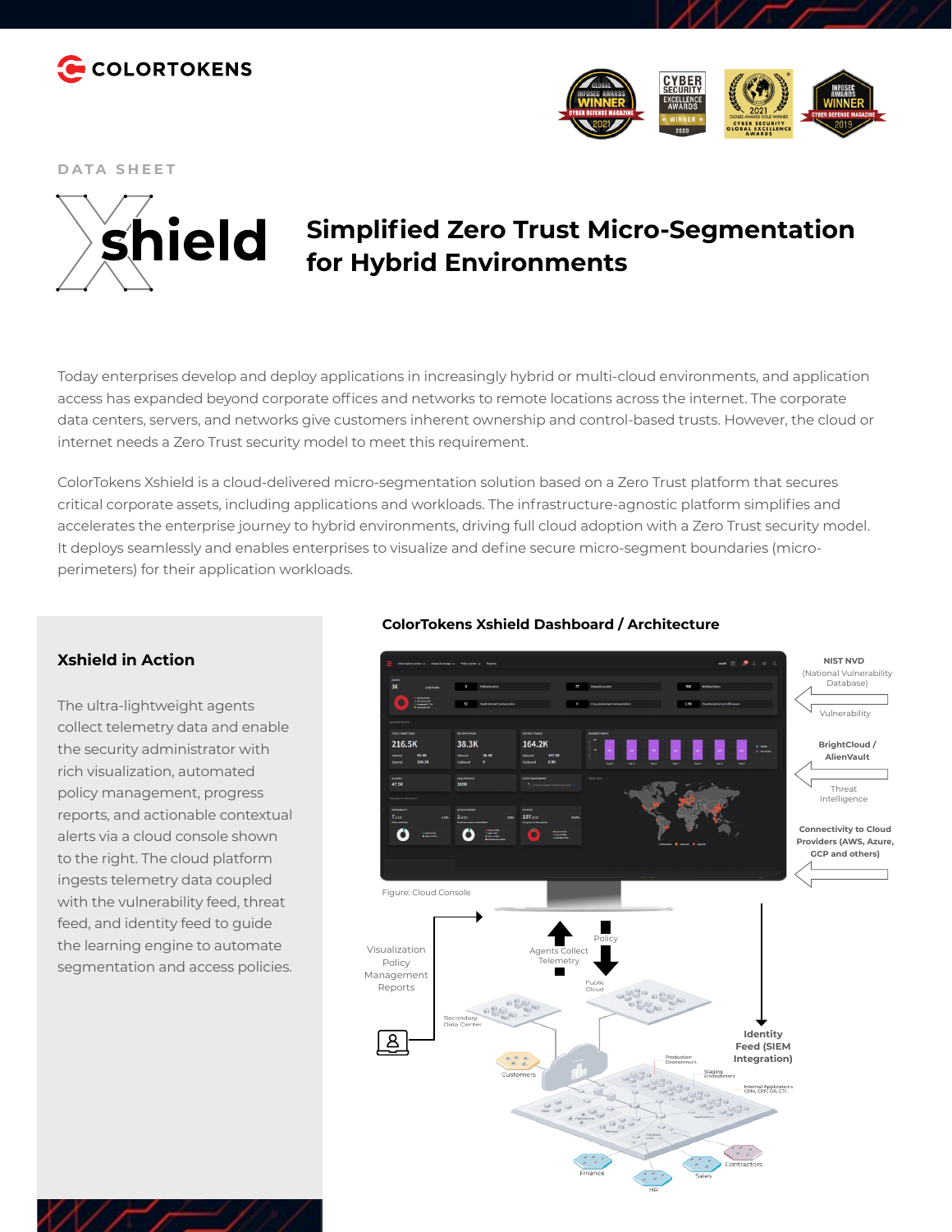COLORTOKENS

DATA SHEET

# Xshield

## Simplified Zero Trust Micro-Segmentation for Hybrid Environments

Today enterprises develop and deploy applications in increasingly hybrid or multi-cloud environments, and application access has expanded beyond corporate offices and networks to remote locations across the internet. The corporate data centers, servers, and networks give customers inherent ownership and control-based trusts. However, the cloud or internet needs a Zero Trust security model to meet this requirement.

ColorTokens Xshield is a cloud-delivered micro-segmentation solution based on a Zero Trust platform that secures critical corporate assets, including applications and workloads. The infrastructure-agnostic platform simplifies and accelerates the enterprise journey to hybrid environments, driving full cloud adoption with a Zero Trust security model. It deploys seamlessly and enables enterprises to visualize and define secure micro-segment boundaries (micro-perimeters) for their application workloads.

### Xshield in Action

The ultra-lightweight agents collect telemetry data and enable the security administrator with rich visualization, automated policy management, progress reports, and actionable contextual alerts via a cloud console shown to the right. The cloud platform ingests telemetry data coupled with the vulnerability feed, threat feed, and identity feed to guide the learning engine to automate segmentation and access policies.

### ColorTokens Xshield Dashboard / Architecture

Figure: Cloud Console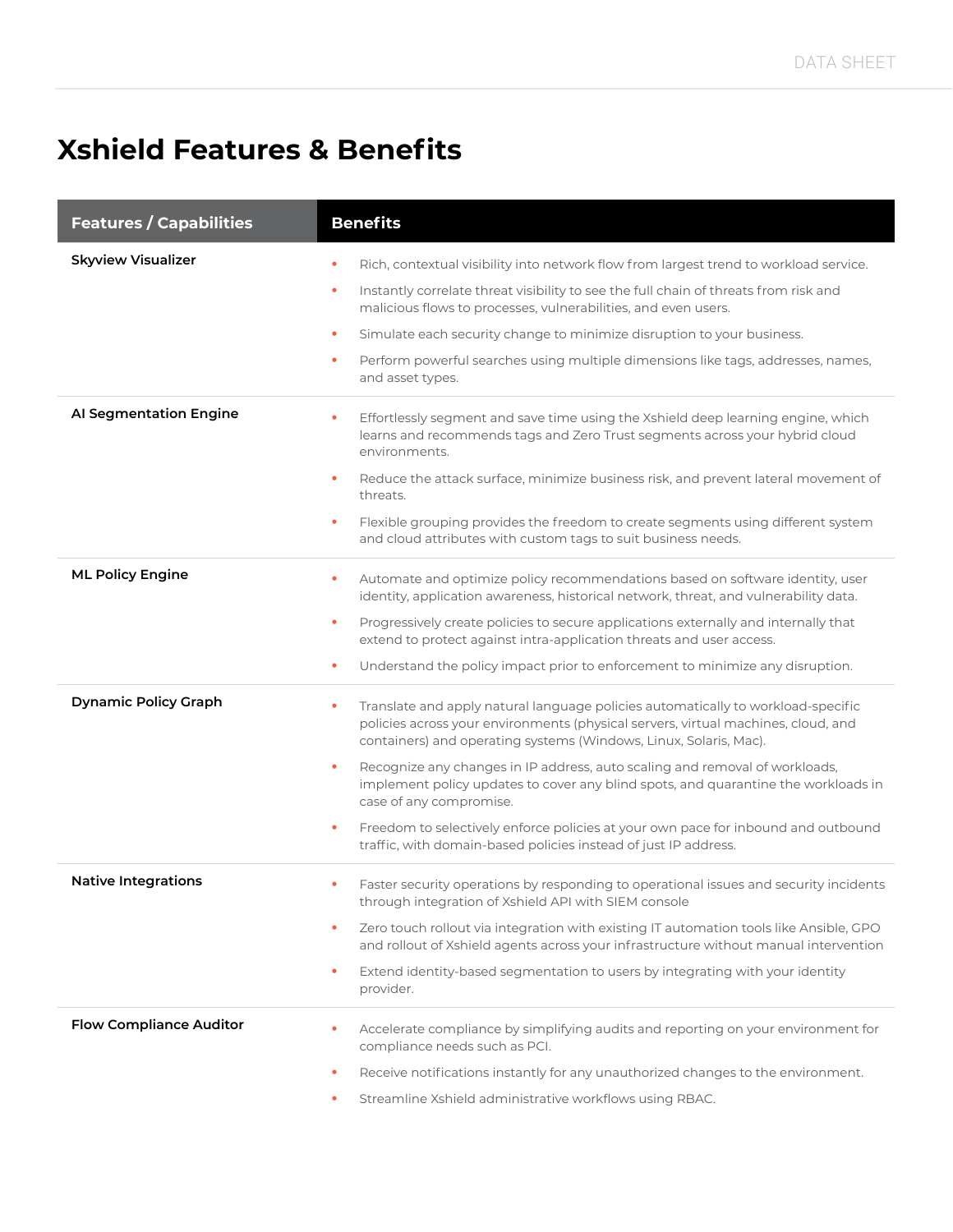# Xshield Features & Benefits

| Features / Capabilities | Benefits |
|---|---|
| **Skyview Visualizer** | • Rich, contextual visibility into network flow from largest trend to workload service.<br>• Instantly correlate threat visibility to see the full chain of threats from risk and malicious flows to processes, vulnerabilities, and even users.<br>• Simulate each security change to minimize disruption to your business.<br>• Perform powerful searches using multiple dimensions like tags, addresses, names, and asset types. |
| **AI Segmentation Engine** | • Effortlessly segment and save time using the Xshield deep learning engine, which learns and recommends tags and Zero Trust segments across your hybrid cloud environments.<br>• Reduce the attack surface, minimize business risk, and prevent lateral movement of threats.<br>• Flexible grouping provides the freedom to create segments using different system and cloud attributes with custom tags to suit business needs. |
| **ML Policy Engine** | • Automate and optimize policy recommendations based on software identity, user identity, application awareness, historical network, threat, and vulnerability data.<br>• Progressively create policies to secure applications externally and internally that extend to protect against intra-application threats and user access.<br>• Understand the policy impact prior to enforcement to minimize any disruption. |
| **Dynamic Policy Graph** | • Translate and apply natural language policies automatically to workload-specific policies across your environments (physical servers, virtual machines, cloud, and containers) and operating systems (Windows, Linux, Solaris, Mac).<br>• Recognize any changes in IP address, auto scaling and removal of workloads, implement policy updates to cover any blind spots, and quarantine the workloads in case of any compromise.<br>• Freedom to selectively enforce policies at your own pace for inbound and outbound traffic, with domain-based policies instead of just IP address. |
| **Native Integrations** | • Faster security operations by responding to operational issues and security incidents through integration of Xshield API with SIEM console<br>• Zero touch rollout via integration with existing IT automation tools like Ansible, GPO and rollout of Xshield agents across your infrastructure without manual intervention<br>• Extend identity-based segmentation to users by integrating with your identity provider. |
| **Flow Compliance Auditor** | • Accelerate compliance by simplifying audits and reporting on your environment for compliance needs such as PCI.<br>• Receive notifications instantly for any unauthorized changes to the environment.<br>• Streamline Xshield administrative workflows using RBAC. |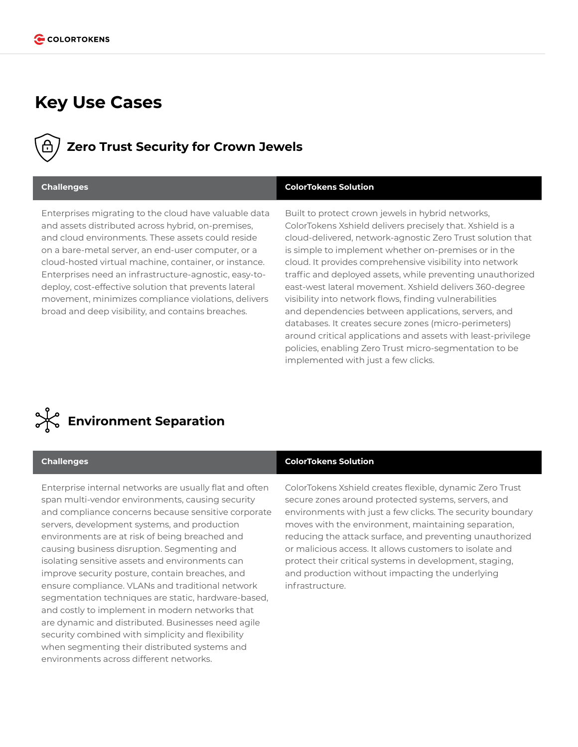# Key Use Cases

## Zero Trust Security for Crown Jewels

| Challenges | ColorTokens Solution |
| --- | --- |
| Enterprises migrating to the cloud have valuable data and assets distributed across hybrid, on-premises, and cloud environments. These assets could reside on a bare-metal server, an end-user computer, or a cloud-hosted virtual machine, container, or instance. Enterprises need an infrastructure-agnostic, easy-to-deploy, cost-effective solution that prevents lateral movement, minimizes compliance violations, delivers broad and deep visibility, and contains breaches. | Built to protect crown jewels in hybrid networks, ColorTokens Xshield delivers precisely that. Xshield is a cloud-delivered, network-agnostic Zero Trust solution that is simple to implement whether on-premises or in the cloud. It provides comprehensive visibility into network traffic and deployed assets, while preventing unauthorized east-west lateral movement. Xshield delivers 360-degree visibility into network flows, finding vulnerabilities and dependencies between applications, servers, and databases. It creates secure zones (micro-perimeters) around critical applications and assets with least-privilege policies, enabling Zero Trust micro-segmentation to be implemented with just a few clicks. |

## Environment Separation

| Challenges | ColorTokens Solution |
| --- | --- |
| Enterprise internal networks are usually flat and often span multi-vendor environments, causing security and compliance concerns because sensitive corporate servers, development systems, and production environments are at risk of being breached and causing business disruption. Segmenting and isolating sensitive assets and environments can improve security posture, contain breaches, and ensure compliance. VLANs and traditional network segmentation techniques are static, hardware-based, and costly to implement in modern networks that are dynamic and distributed. Businesses need agile security combined with simplicity and flexibility when segmenting their distributed systems and environments across different networks. | ColorTokens Xshield creates flexible, dynamic Zero Trust secure zones around protected systems, servers, and environments with just a few clicks. The security boundary moves with the environment, maintaining separation, reducing the attack surface, and preventing unauthorized or malicious access. It allows customers to isolate and protect their critical systems in development, staging, and production without impacting the underlying infrastructure. |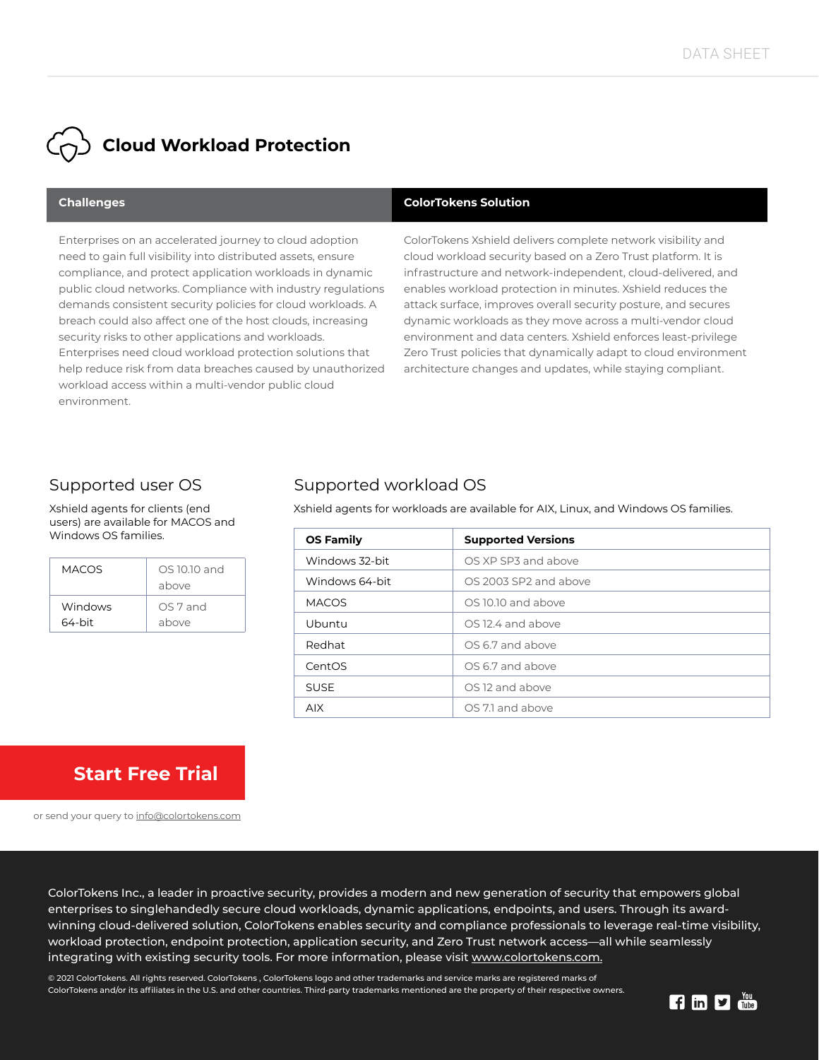# Cloud Workload Protection

| Challenges | ColorTokens Solution |
|---|---|
| Enterprises on an accelerated journey to cloud adoption need to gain full visibility into distributed assets, ensure compliance, and protect application workloads in dynamic public cloud networks. Compliance with industry regulations demands consistent security policies for cloud workloads. A breach could also affect one of the host clouds, increasing security risks to other applications and workloads. Enterprises need cloud workload protection solutions that help reduce risk from data breaches caused by unauthorized workload access within a multi-vendor public cloud environment. | ColorTokens Xshield delivers complete network visibility and cloud workload security based on a Zero Trust platform. It is infrastructure and network-independent, cloud-delivered, and enables workload protection in minutes. Xshield reduces the attack surface, improves overall security posture, and secures dynamic workloads as they move across a multi-vendor cloud environment and data centers. Xshield enforces least-privilege Zero Trust policies that dynamically adapt to cloud environment architecture changes and updates, while staying compliant. |

## Supported user OS

Xshield agents for clients (end users) are available for MACOS and Windows OS families.

| | |
|---|---|
| MACOS | OS 10.10 and above |
| Windows 64-bit | OS 7 and above |

## Supported workload OS

Xshield agents for workloads are available for AIX, Linux, and Windows OS families.

| OS Family | Supported Versions |
|---|---|
| Windows 32-bit | OS XP SP3 and above |
| Windows 64-bit | OS 2003 SP2 and above |
| MACOS | OS 10.10 and above |
| Ubuntu | OS 12.4 and above |
| Redhat | OS 6.7 and above |
| CentOS | OS 6.7 and above |
| SUSE | OS 12 and above |
| AIX | OS 7.1 and above |

**Start Free Trial**

or send your query to info@colortokens.com

ColorTokens Inc., a leader in proactive security, provides a modern and new generation of security that empowers global enterprises to singlehandedly secure cloud workloads, dynamic applications, endpoints, and users. Through its award-winning cloud-delivered solution, ColorTokens enables security and compliance professionals to leverage real-time visibility, workload protection, endpoint protection, application security, and Zero Trust network access—all while seamlessly integrating with existing security tools. For more information, please visit www.colortokens.com.

© 2021 ColorTokens. All rights reserved. ColorTokens , ColorTokens logo and other trademarks and service marks are registered marks of ColorTokens and/or its affiliates in the U.S. and other countries. Third-party trademarks mentioned are the property of their respective owners.